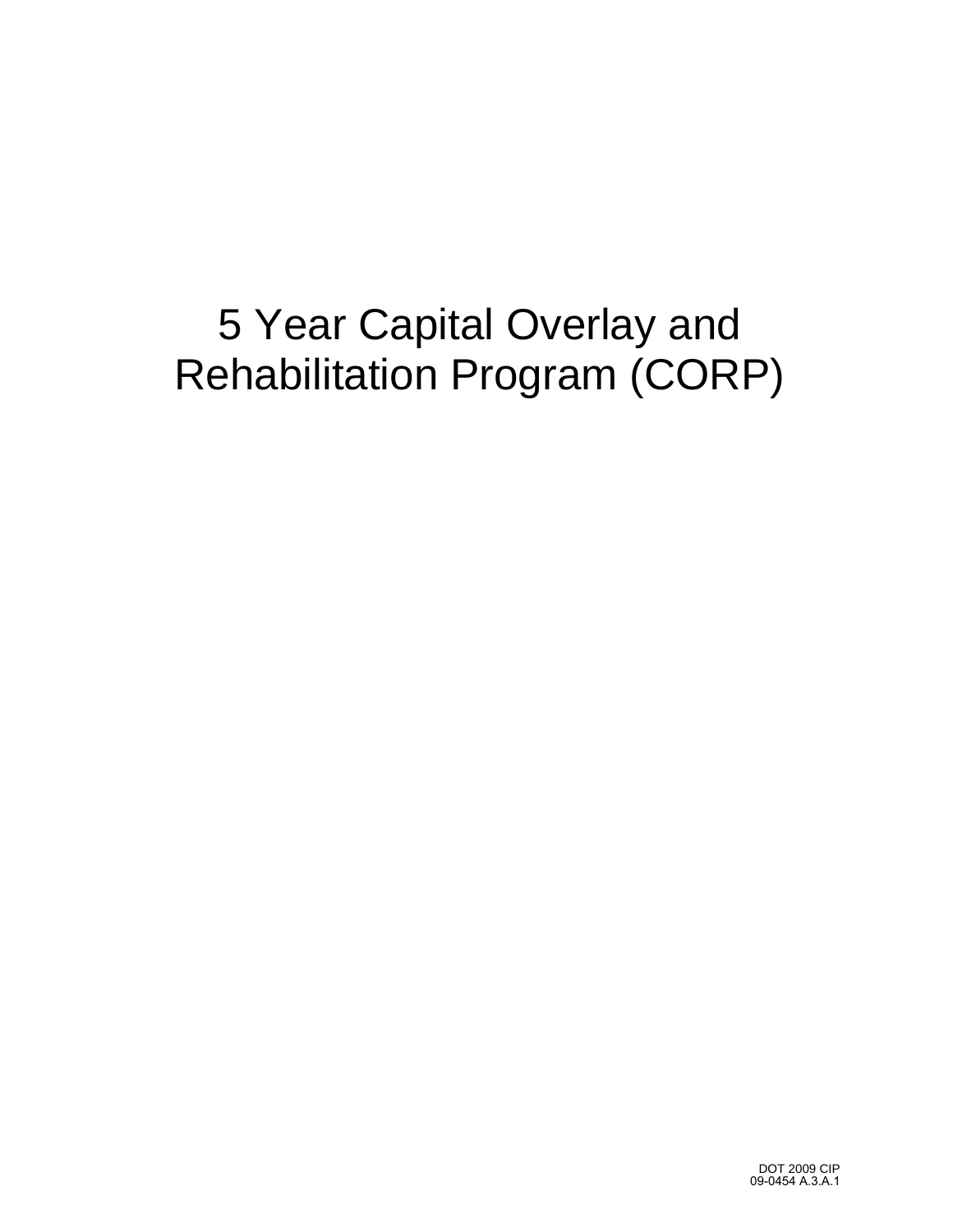# 5 Year Capital Overlay and Rehabilitation Program (CORP)

DOT 2009 CIP
09-0454 A.3.A.1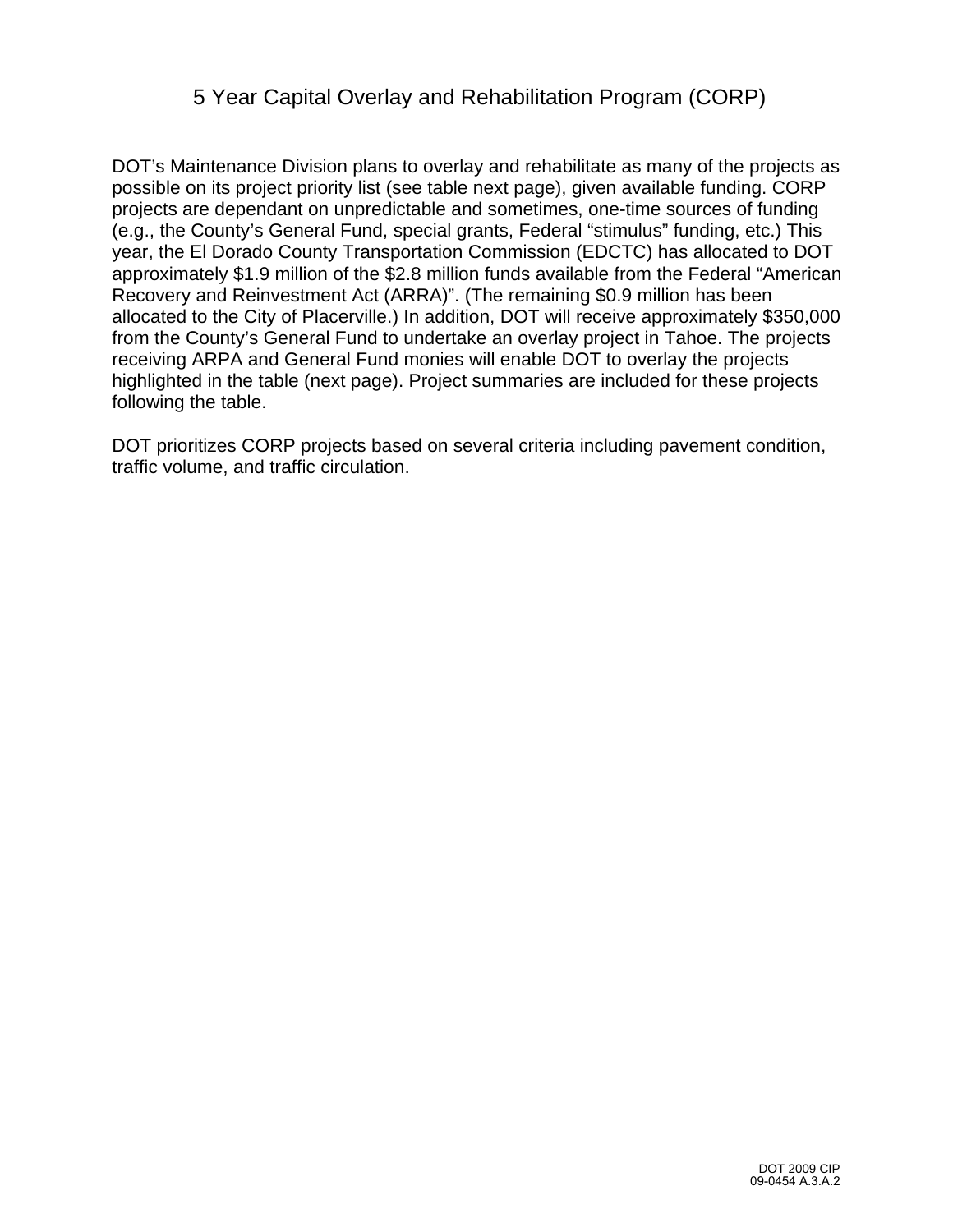# 5 Year Capital Overlay and Rehabilitation Program (CORP)

DOT's Maintenance Division plans to overlay and rehabilitate as many of the projects as possible on its project priority list (see table next page), given available funding. CORP projects are dependant on unpredictable and sometimes, one-time sources of funding (e.g., the County's General Fund, special grants, Federal "stimulus" funding, etc.) This year, the El Dorado County Transportation Commission (EDCTC) has allocated to DOT approximately $1.9 million of the $2.8 million funds available from the Federal "American Recovery and Reinvestment Act (ARRA)". (The remaining $0.9 million has been allocated to the City of Placerville.) In addition, DOT will receive approximately $350,000 from the County's General Fund to undertake an overlay project in Tahoe. The projects receiving ARPA and General Fund monies will enable DOT to overlay the projects highlighted in the table (next page). Project summaries are included for these projects following the table.

DOT prioritizes CORP projects based on several criteria including pavement condition, traffic volume, and traffic circulation.

DOT 2009 CIP
09-0454 A.3.A.2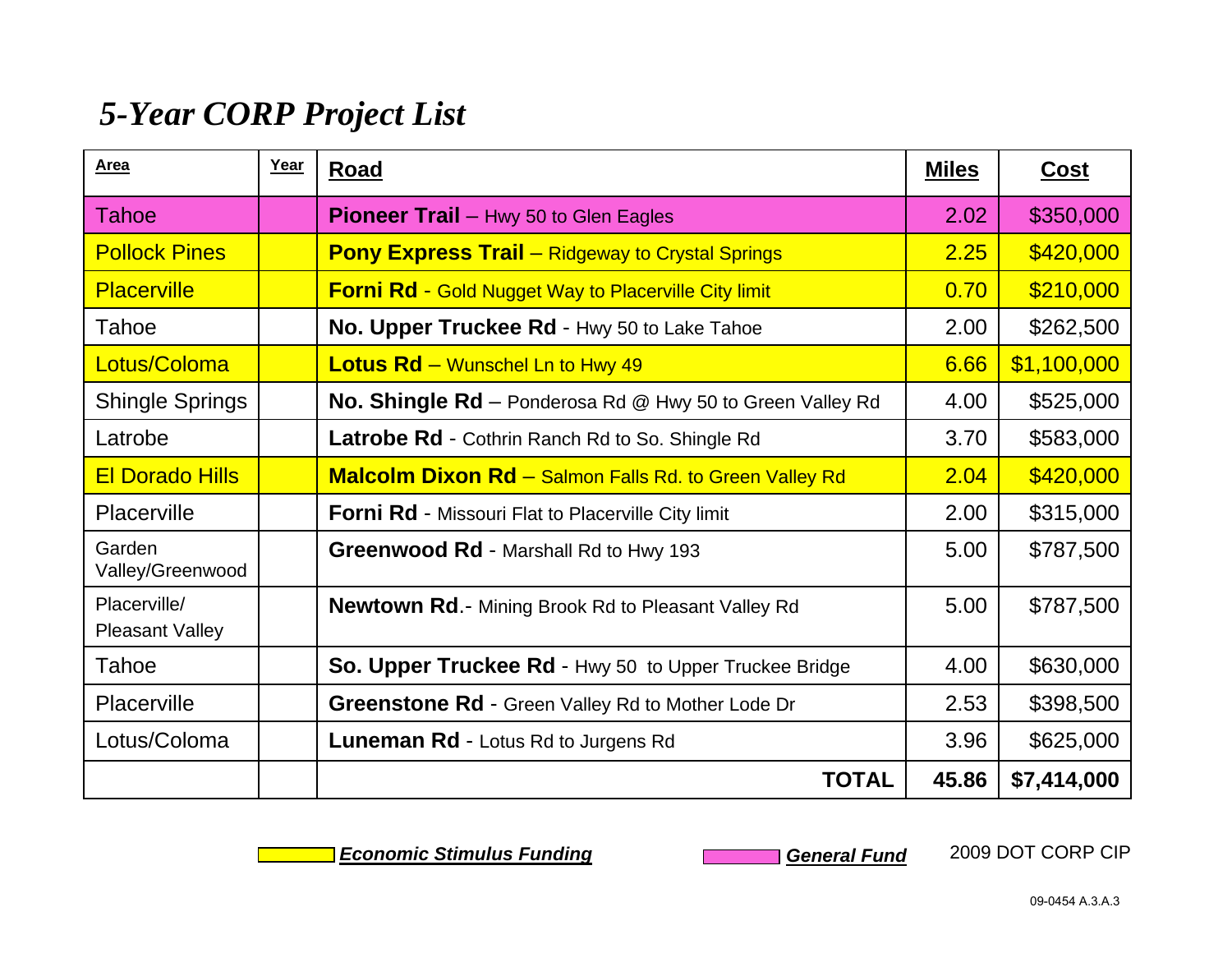# *5-Year CORP Project List*

| Area | Year | Road | Miles | Cost |
|---|---|---|---|---|
| Tahoe | | **Pioneer Trail** – Hwy 50 to Glen Eagles | 2.02 | $350,000 |
| Pollock Pines | | **Pony Express Trail** – Ridgeway to Crystal Springs | 2.25 | $420,000 |
| Placerville | | **Forni Rd** - Gold Nugget Way to Placerville City limit | 0.70 | $210,000 |
| Tahoe | | **No. Upper Truckee Rd** - Hwy 50 to Lake Tahoe | 2.00 | $262,500 |
| Lotus/Coloma | | **Lotus Rd** – Wunschel Ln to Hwy 49 | 6.66 | $1,100,000 |
| Shingle Springs | | **No. Shingle Rd** – Ponderosa Rd @ Hwy 50 to Green Valley Rd | 4.00 | $525,000 |
| Latrobe | | **Latrobe Rd** - Cothrin Ranch Rd to So. Shingle Rd | 3.70 | $583,000 |
| El Dorado Hills | | **Malcolm Dixon Rd** – Salmon Falls Rd. to Green Valley Rd | 2.04 | $420,000 |
| Placerville | | **Forni Rd** - Missouri Flat to Placerville City limit | 2.00 | $315,000 |
| Garden Valley/Greenwood | | **Greenwood Rd** - Marshall Rd to Hwy 193 | 5.00 | $787,500 |
| Placerville/ Pleasant Valley | | **Newtown Rd**.- Mining Brook Rd to Pleasant Valley Rd | 5.00 | $787,500 |
| Tahoe | | **So. Upper Truckee Rd** - Hwy 50 to Upper Truckee Bridge | 4.00 | $630,000 |
| Placerville | | **Greenstone Rd** - Green Valley Rd to Mother Lode Dr | 2.53 | $398,500 |
| Lotus/Coloma | | **Luneman Rd** - Lotus Rd to Jurgens Rd | 3.96 | $625,000 |
| | | **TOTAL** | **45.86** | **$7,414,000** |

***Economic Stimulus Funding*** (yellow) ***General Fund*** (pink)

2009 DOT CORP CIP

09-0454 A.3.A.3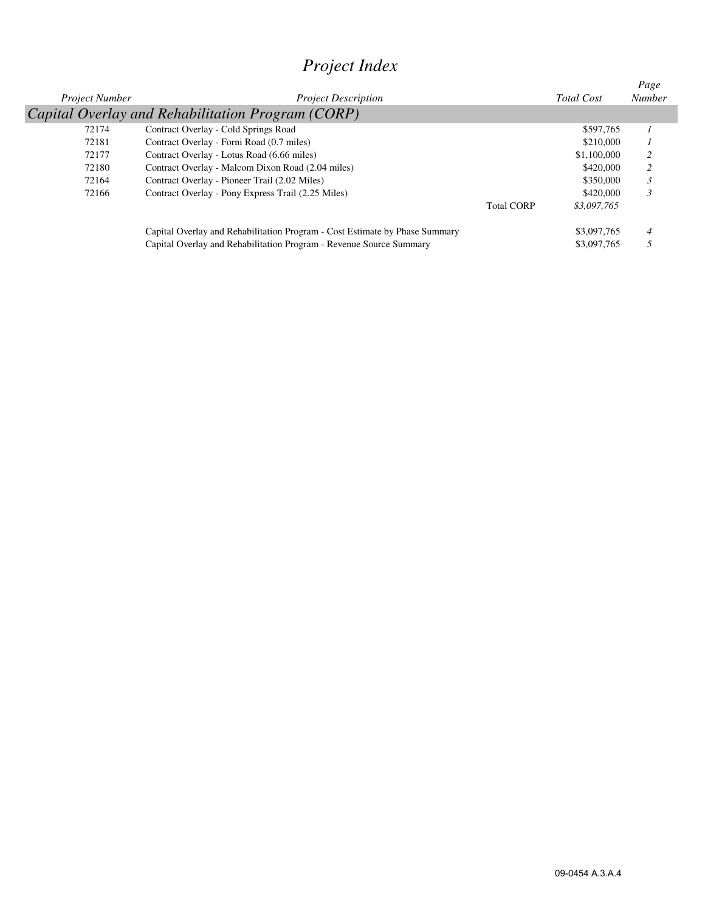# Project Index

| Project Number | Project Description | | Total Cost | Page Number |
|---|---|---|---|---|
| **Capital Overlay and Rehabilitation Program (CORP)** | | | | |
| 72174 | Contract Overlay - Cold Springs Road | | $597,765 | 1 |
| 72181 | Contract Overlay - Forni Road (0.7 miles) | | $210,000 | 1 |
| 72177 | Contract Overlay - Lotus Road (6.66 miles) | | $1,100,000 | 2 |
| 72180 | Contract Overlay - Malcom Dixon Road (2.04 miles) | | $420,000 | 2 |
| 72164 | Contract Overlay - Pioneer Trail (2.02 Miles) | | $350,000 | 3 |
| 72166 | Contract Overlay - Pony Express Trail (2.25 Miles) | | $420,000 | 3 |
| | | Total CORP | *$3,097,765* | |
| | Capital Overlay and Rehabilitation Program - Cost Estimate by Phase Summary | | $3,097,765 | 4 |
| | Capital Overlay and Rehabilitation Program - Revenue Source Summary | | $3,097,765 | 5 |

09-0454 A.3.A.4